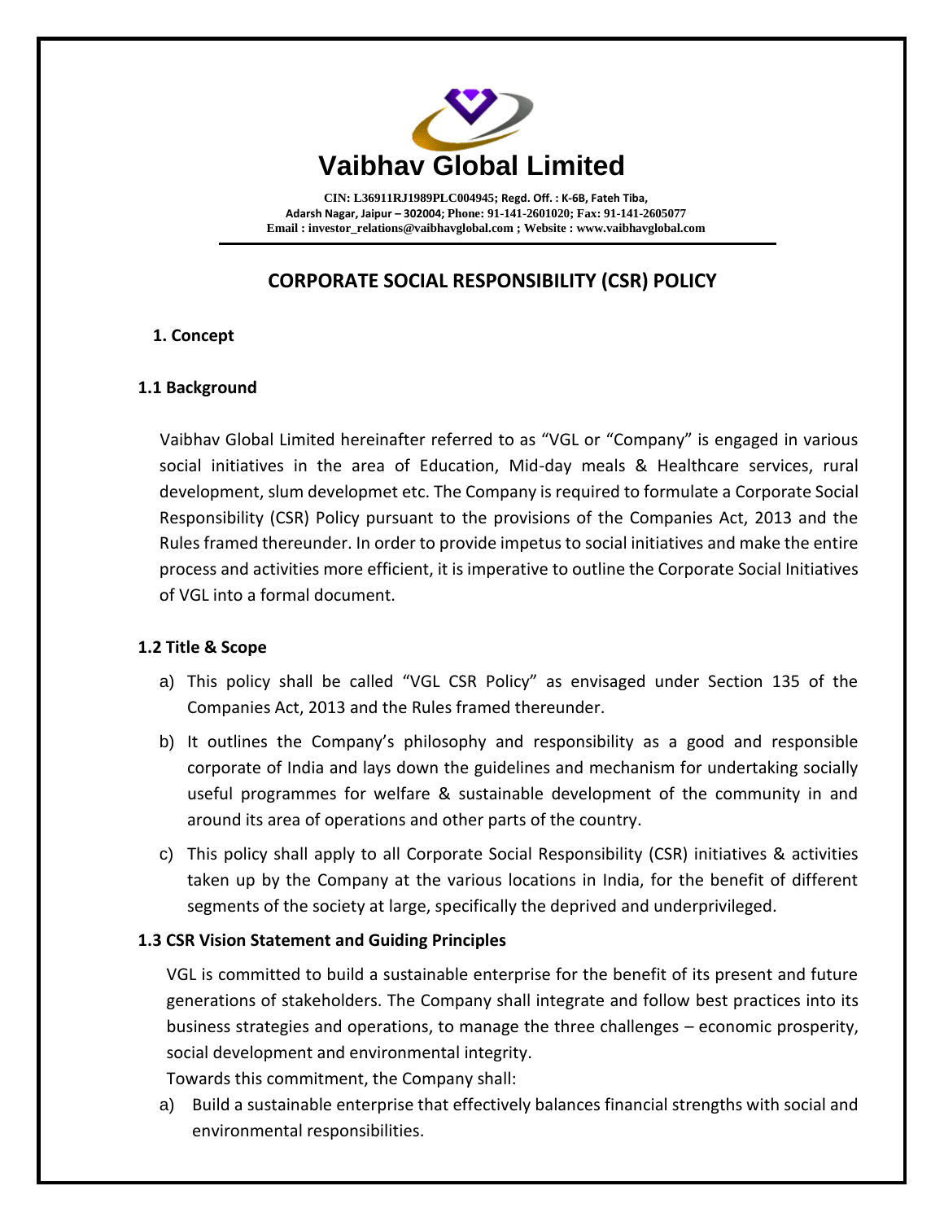# Vaibhav Global Limited

**CIN: L36911RJ1989PLC004945; Regd. Off. : K-6B, Fateh Tiba, Adarsh Nagar, Jaipur – 302004; Phone: 91-141-2601020; Fax: 91-141-2605077**
**Email : investor_relations@vaibhavglobal.com ; Website : www.vaibhavglobal.com**

## CORPORATE SOCIAL RESPONSIBILITY (CSR) POLICY

### 1. Concept

#### 1.1 Background

Vaibhav Global Limited hereinafter referred to as "VGL or "Company" is engaged in various social initiatives in the area of Education, Mid-day meals & Healthcare services, rural development, slum developmet etc. The Company is required to formulate a Corporate Social Responsibility (CSR) Policy pursuant to the provisions of the Companies Act, 2013 and the Rules framed thereunder. In order to provide impetus to social initiatives and make the entire process and activities more efficient, it is imperative to outline the Corporate Social Initiatives of VGL into a formal document.

#### 1.2 Title & Scope

a) This policy shall be called "VGL CSR Policy" as envisaged under Section 135 of the Companies Act, 2013 and the Rules framed thereunder.

b) It outlines the Company's philosophy and responsibility as a good and responsible corporate of India and lays down the guidelines and mechanism for undertaking socially useful programmes for welfare & sustainable development of the community in and around its area of operations and other parts of the country.

c) This policy shall apply to all Corporate Social Responsibility (CSR) initiatives & activities taken up by the Company at the various locations in India, for the benefit of different segments of the society at large, specifically the deprived and underprivileged.

#### 1.3 CSR Vision Statement and Guiding Principles

VGL is committed to build a sustainable enterprise for the benefit of its present and future generations of stakeholders. The Company shall integrate and follow best practices into its business strategies and operations, to manage the three challenges – economic prosperity, social development and environmental integrity.

Towards this commitment, the Company shall:

a) Build a sustainable enterprise that effectively balances financial strengths with social and environmental responsibilities.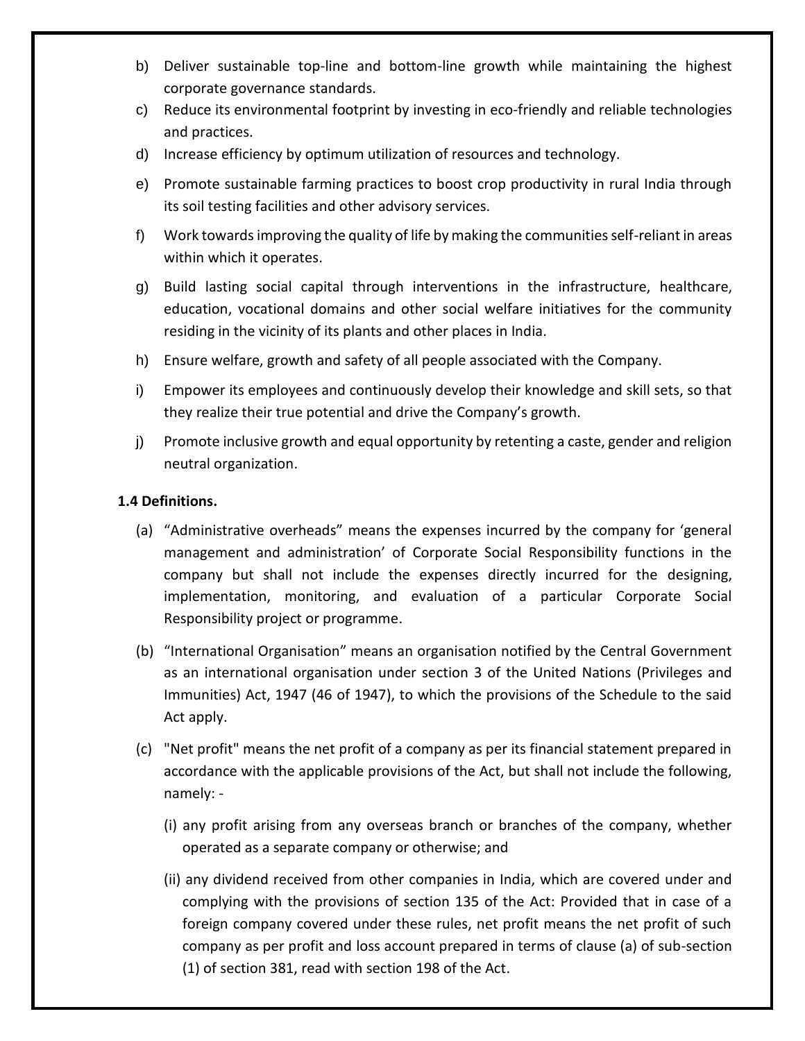b) Deliver sustainable top-line and bottom-line growth while maintaining the highest corporate governance standards.

c) Reduce its environmental footprint by investing in eco-friendly and reliable technologies and practices.

d) Increase efficiency by optimum utilization of resources and technology.

e) Promote sustainable farming practices to boost crop productivity in rural India through its soil testing facilities and other advisory services.

f) Work towards improving the quality of life by making the communities self-reliant in areas within which it operates.

g) Build lasting social capital through interventions in the infrastructure, healthcare, education, vocational domains and other social welfare initiatives for the community residing in the vicinity of its plants and other places in India.

h) Ensure welfare, growth and safety of all people associated with the Company.

i) Empower its employees and continuously develop their knowledge and skill sets, so that they realize their true potential and drive the Company's growth.

j) Promote inclusive growth and equal opportunity by retenting a caste, gender and religion neutral organization.

**1.4 Definitions.**

(a) "Administrative overheads" means the expenses incurred by the company for 'general management and administration' of Corporate Social Responsibility functions in the company but shall not include the expenses directly incurred for the designing, implementation, monitoring, and evaluation of a particular Corporate Social Responsibility project or programme.

(b) "International Organisation" means an organisation notified by the Central Government as an international organisation under section 3 of the United Nations (Privileges and Immunities) Act, 1947 (46 of 1947), to which the provisions of the Schedule to the said Act apply.

(c) "Net profit" means the net profit of a company as per its financial statement prepared in accordance with the applicable provisions of the Act, but shall not include the following, namely: -

(i) any profit arising from any overseas branch or branches of the company, whether operated as a separate company or otherwise; and

(ii) any dividend received from other companies in India, which are covered under and complying with the provisions of section 135 of the Act: Provided that in case of a foreign company covered under these rules, net profit means the net profit of such company as per profit and loss account prepared in terms of clause (a) of sub-section (1) of section 381, read with section 198 of the Act.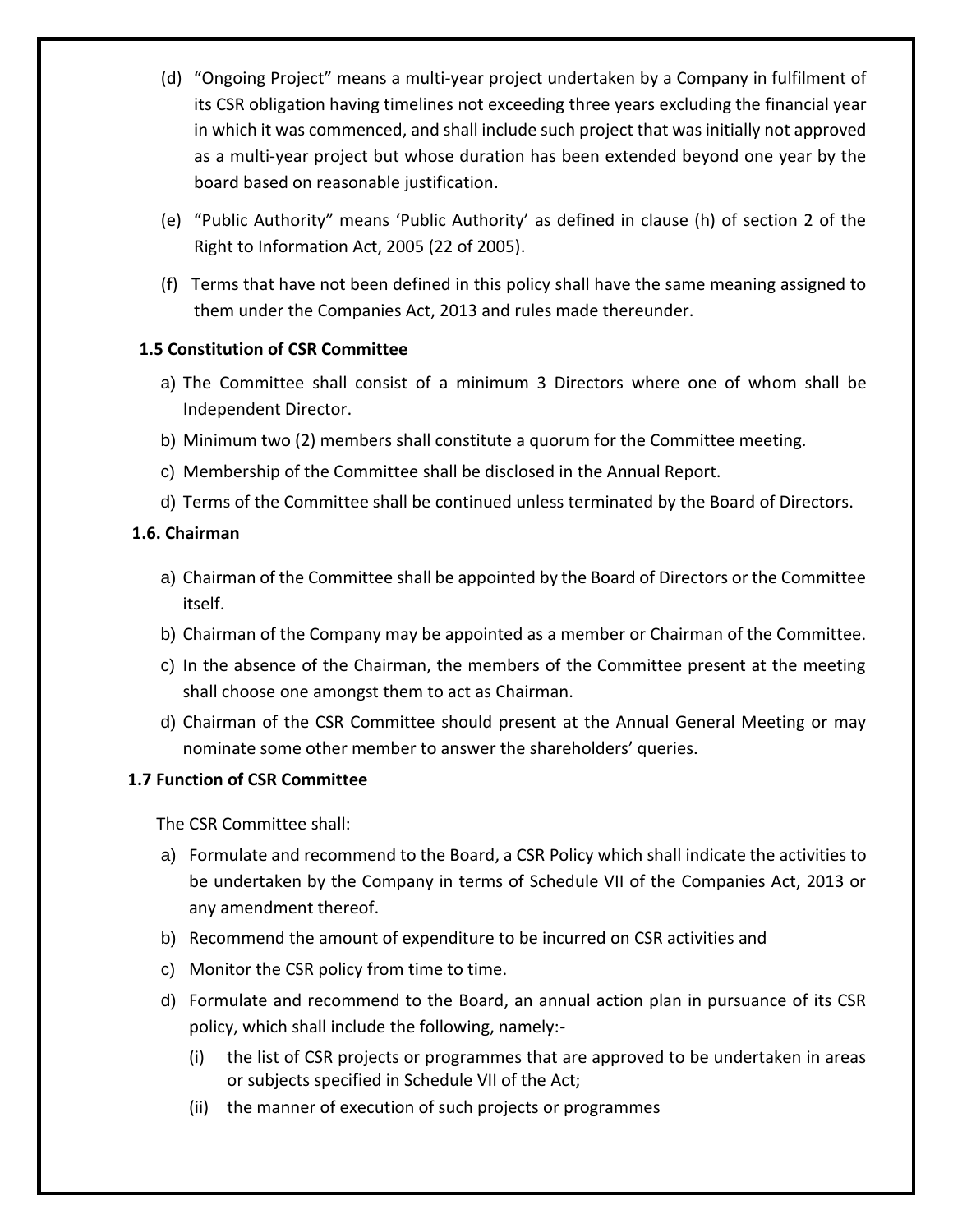(d) "Ongoing Project" means a multi-year project undertaken by a Company in fulfilment of its CSR obligation having timelines not exceeding three years excluding the financial year in which it was commenced, and shall include such project that was initially not approved as a multi-year project but whose duration has been extended beyond one year by the board based on reasonable justification.

(e) "Public Authority" means 'Public Authority' as defined in clause (h) of section 2 of the Right to Information Act, 2005 (22 of 2005).

(f) Terms that have not been defined in this policy shall have the same meaning assigned to them under the Companies Act, 2013 and rules made thereunder.

**1.5 Constitution of CSR Committee**

a) The Committee shall consist of a minimum 3 Directors where one of whom shall be Independent Director.
b) Minimum two (2) members shall constitute a quorum for the Committee meeting.
c) Membership of the Committee shall be disclosed in the Annual Report.
d) Terms of the Committee shall be continued unless terminated by the Board of Directors.

**1.6. Chairman**

a) Chairman of the Committee shall be appointed by the Board of Directors or the Committee itself.
b) Chairman of the Company may be appointed as a member or Chairman of the Committee.
c) In the absence of the Chairman, the members of the Committee present at the meeting shall choose one amongst them to act as Chairman.
d) Chairman of the CSR Committee should present at the Annual General Meeting or may nominate some other member to answer the shareholders' queries.

**1.7 Function of CSR Committee**

The CSR Committee shall:

a) Formulate and recommend to the Board, a CSR Policy which shall indicate the activities to be undertaken by the Company in terms of Schedule VII of the Companies Act, 2013 or any amendment thereof.
b) Recommend the amount of expenditure to be incurred on CSR activities and
c) Monitor the CSR policy from time to time.
d) Formulate and recommend to the Board, an annual action plan in pursuance of its CSR policy, which shall include the following, namely:-
   (i) the list of CSR projects or programmes that are approved to be undertaken in areas or subjects specified in Schedule VII of the Act;
   (ii) the manner of execution of such projects or programmes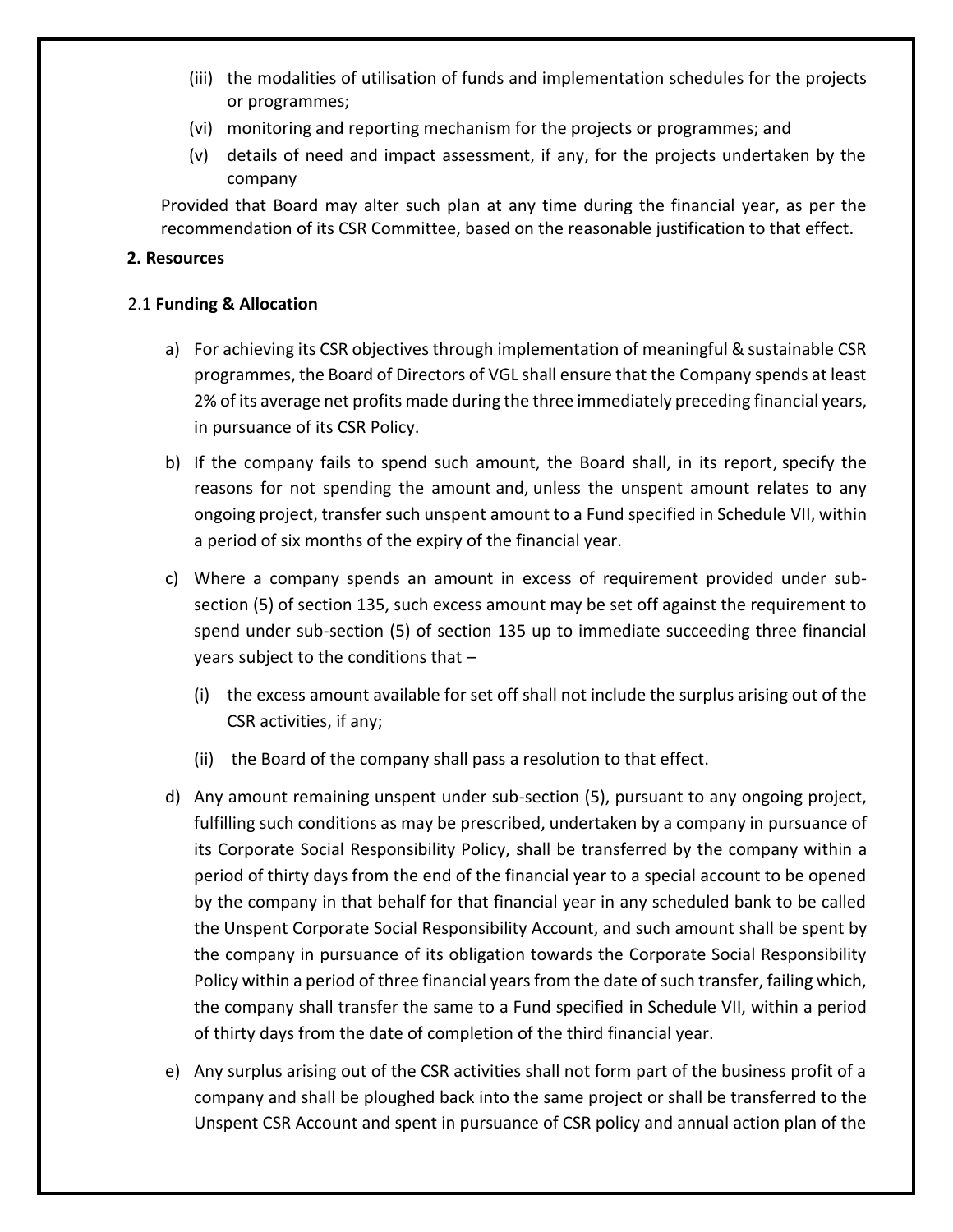(iii) the modalities of utilisation of funds and implementation schedules for the projects or programmes;

(vi) monitoring and reporting mechanism for the projects or programmes; and

(v) details of need and impact assessment, if any, for the projects undertaken by the company

Provided that Board may alter such plan at any time during the financial year, as per the recommendation of its CSR Committee, based on the reasonable justification to that effect.

**2. Resources**

2.1 **Funding & Allocation**

a) For achieving its CSR objectives through implementation of meaningful & sustainable CSR programmes, the Board of Directors of VGL shall ensure that the Company spends at least 2% of its average net profits made during the three immediately preceding financial years, in pursuance of its CSR Policy.

b) If the company fails to spend such amount, the Board shall, in its report, specify the reasons for not spending the amount and, unless the unspent amount relates to any ongoing project, transfer such unspent amount to a Fund specified in Schedule VII, within a period of six months of the expiry of the financial year.

c) Where a company spends an amount in excess of requirement provided under sub-section (5) of section 135, such excess amount may be set off against the requirement to spend under sub-section (5) of section 135 up to immediate succeeding three financial years subject to the conditions that –

   (i) the excess amount available for set off shall not include the surplus arising out of the CSR activities, if any;

   (ii) the Board of the company shall pass a resolution to that effect.

d) Any amount remaining unspent under sub-section (5), pursuant to any ongoing project, fulfilling such conditions as may be prescribed, undertaken by a company in pursuance of its Corporate Social Responsibility Policy, shall be transferred by the company within a period of thirty days from the end of the financial year to a special account to be opened by the company in that behalf for that financial year in any scheduled bank to be called the Unspent Corporate Social Responsibility Account, and such amount shall be spent by the company in pursuance of its obligation towards the Corporate Social Responsibility Policy within a period of three financial years from the date of such transfer, failing which, the company shall transfer the same to a Fund specified in Schedule VII, within a period of thirty days from the date of completion of the third financial year.

e) Any surplus arising out of the CSR activities shall not form part of the business profit of a company and shall be ploughed back into the same project or shall be transferred to the Unspent CSR Account and spent in pursuance of CSR policy and annual action plan of the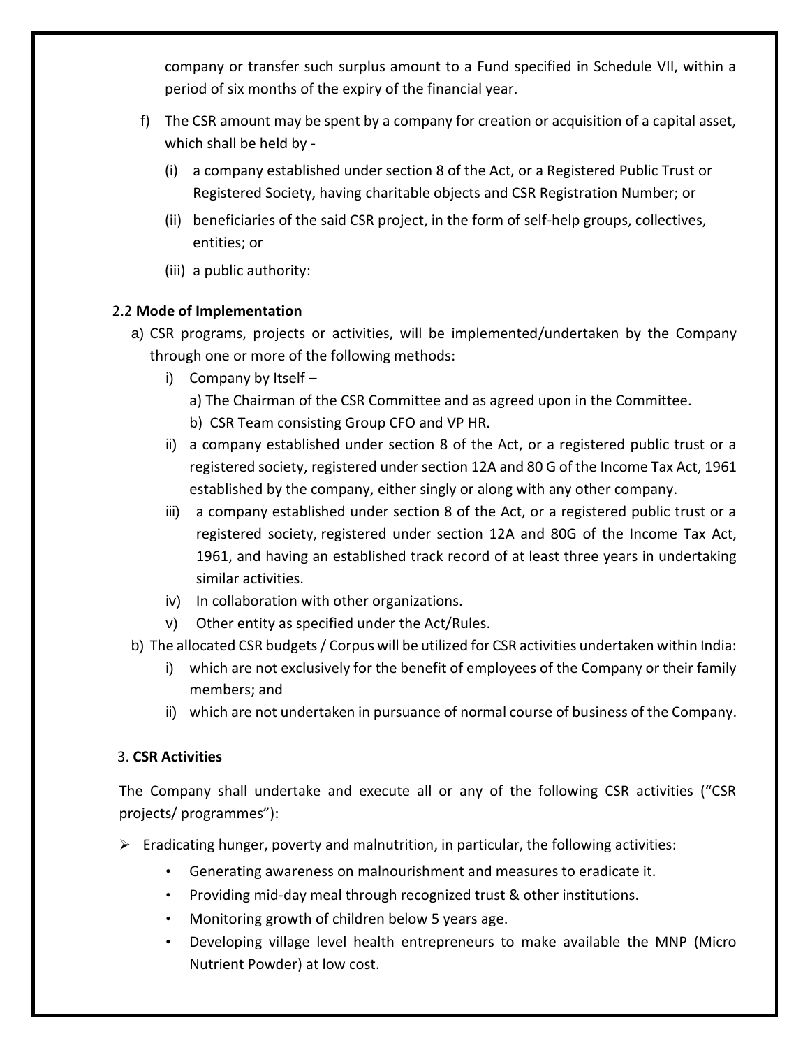company or transfer such surplus amount to a Fund specified in Schedule VII, within a period of six months of the expiry of the financial year.

f) The CSR amount may be spent by a company for creation or acquisition of a capital asset, which shall be held by -

   (i) a company established under section 8 of the Act, or a Registered Public Trust or Registered Society, having charitable objects and CSR Registration Number; or

   (ii) beneficiaries of the said CSR project, in the form of self-help groups, collectives, entities; or

   (iii) a public authority:

2.2 **Mode of Implementation**

a) CSR programs, projects or activities, will be implemented/undertaken by the Company through one or more of the following methods:

   i) Company by Itself –

      a) The Chairman of the CSR Committee and as agreed upon in the Committee.

      b) CSR Team consisting Group CFO and VP HR.

   ii) a company established under section 8 of the Act, or a registered public trust or a registered society, registered under section 12A and 80 G of the Income Tax Act, 1961 established by the company, either singly or along with any other company.

   iii) a company established under section 8 of the Act, or a registered public trust or a registered society, registered under section 12A and 80G of the Income Tax Act, 1961, and having an established track record of at least three years in undertaking similar activities.

   iv) In collaboration with other organizations.

   v) Other entity as specified under the Act/Rules.

b) The allocated CSR budgets / Corpus will be utilized for CSR activities undertaken within India:

   i) which are not exclusively for the benefit of employees of the Company or their family members; and

   ii) which are not undertaken in pursuance of normal course of business of the Company.

3. **CSR Activities**

The Company shall undertake and execute all or any of the following CSR activities ("CSR projects/ programmes"):

- Eradicating hunger, poverty and malnutrition, in particular, the following activities:
  - Generating awareness on malnourishment and measures to eradicate it.
  - Providing mid-day meal through recognized trust & other institutions.
  - Monitoring growth of children below 5 years age.
  - Developing village level health entrepreneurs to make available the MNP (Micro Nutrient Powder) at low cost.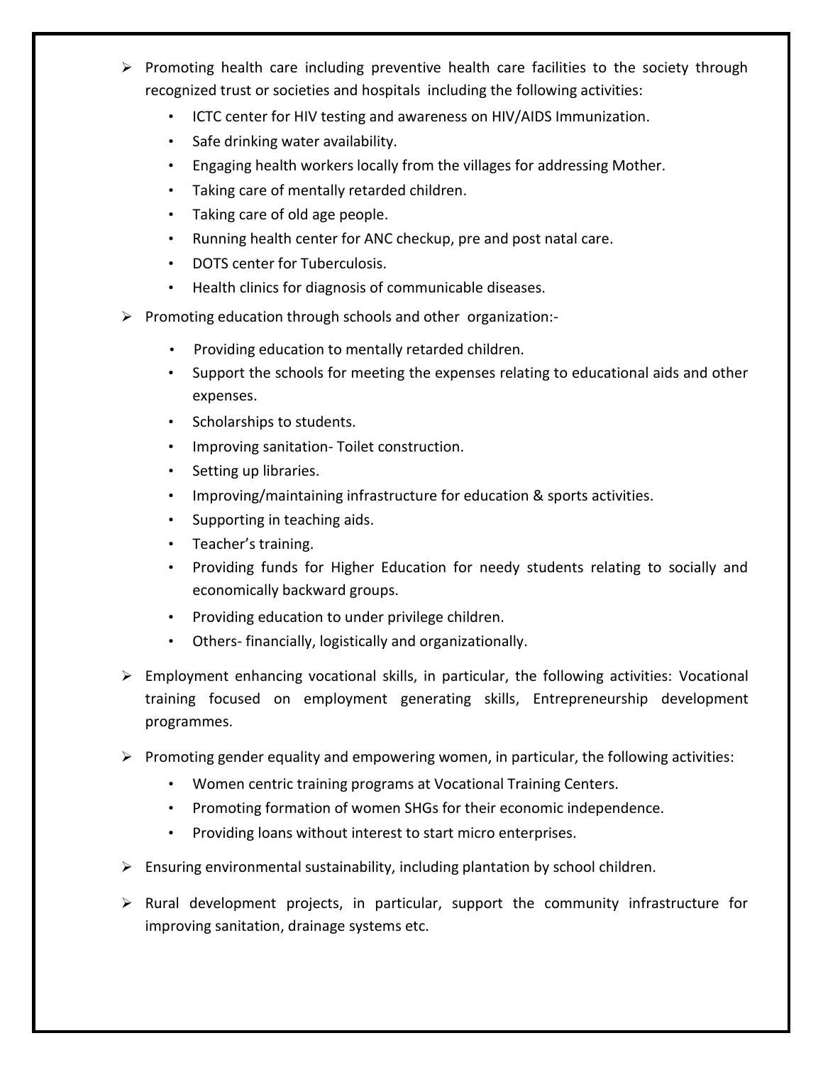- Promoting health care including preventive health care facilities to the society through recognized trust or societies and hospitals including the following activities:
  - ICTC center for HIV testing and awareness on HIV/AIDS Immunization.
  - Safe drinking water availability.
  - Engaging health workers locally from the villages for addressing Mother.
  - Taking care of mentally retarded children.
  - Taking care of old age people.
  - Running health center for ANC checkup, pre and post natal care.
  - DOTS center for Tuberculosis.
  - Health clinics for diagnosis of communicable diseases.
- Promoting education through schools and other organization:-
  - Providing education to mentally retarded children.
  - Support the schools for meeting the expenses relating to educational aids and other expenses.
  - Scholarships to students.
  - Improving sanitation- Toilet construction.
  - Setting up libraries.
  - Improving/maintaining infrastructure for education & sports activities.
  - Supporting in teaching aids.
  - Teacher's training.
  - Providing funds for Higher Education for needy students relating to socially and economically backward groups.
  - Providing education to under privilege children.
  - Others- financially, logistically and organizationally.
- Employment enhancing vocational skills, in particular, the following activities: Vocational training focused on employment generating skills, Entrepreneurship development programmes.
- Promoting gender equality and empowering women, in particular, the following activities:
  - Women centric training programs at Vocational Training Centers.
  - Promoting formation of women SHGs for their economic independence.
  - Providing loans without interest to start micro enterprises.
- Ensuring environmental sustainability, including plantation by school children.
- Rural development projects, in particular, support the community infrastructure for improving sanitation, drainage systems etc.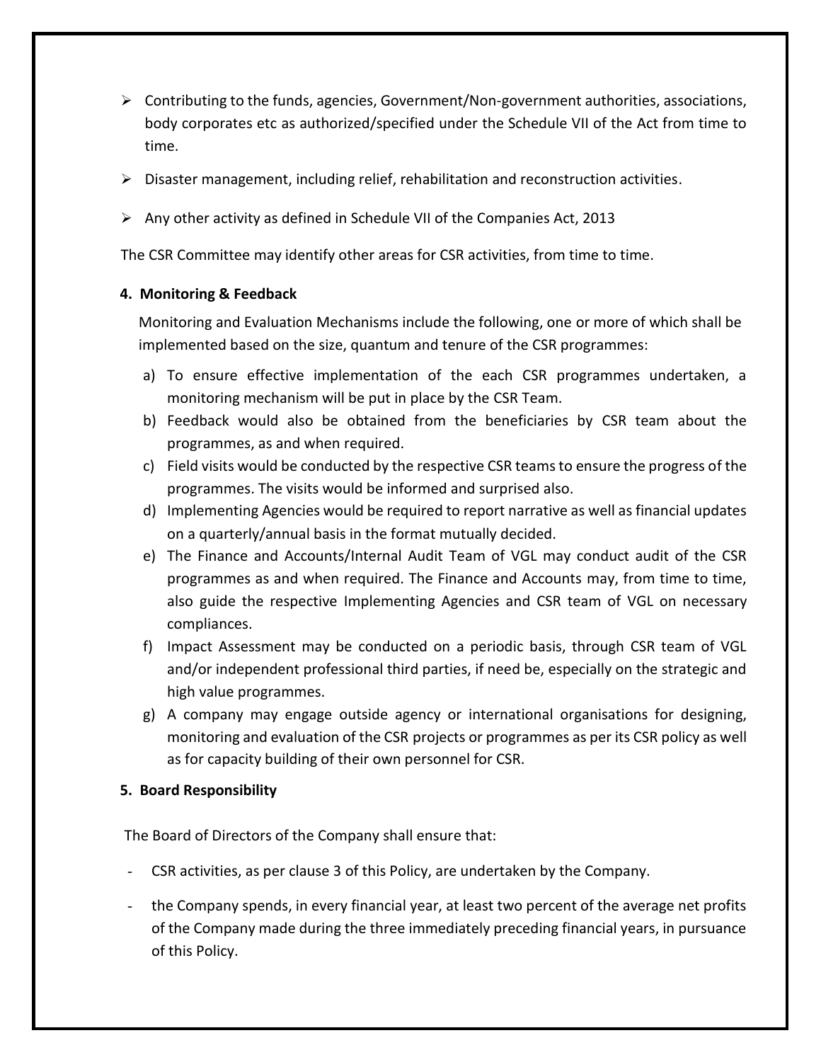- Contributing to the funds, agencies, Government/Non-government authorities, associations, body corporates etc as authorized/specified under the Schedule VII of the Act from time to time.
- Disaster management, including relief, rehabilitation and reconstruction activities.
- Any other activity as defined in Schedule VII of the Companies Act, 2013

The CSR Committee may identify other areas for CSR activities, from time to time.

**4. Monitoring & Feedback**

Monitoring and Evaluation Mechanisms include the following, one or more of which shall be implemented based on the size, quantum and tenure of the CSR programmes:

a) To ensure effective implementation of the each CSR programmes undertaken, a monitoring mechanism will be put in place by the CSR Team.
b) Feedback would also be obtained from the beneficiaries by CSR team about the programmes, as and when required.
c) Field visits would be conducted by the respective CSR teams to ensure the progress of the programmes. The visits would be informed and surprised also.
d) Implementing Agencies would be required to report narrative as well as financial updates on a quarterly/annual basis in the format mutually decided.
e) The Finance and Accounts/Internal Audit Team of VGL may conduct audit of the CSR programmes as and when required. The Finance and Accounts may, from time to time, also guide the respective Implementing Agencies and CSR team of VGL on necessary compliances.
f) Impact Assessment may be conducted on a periodic basis, through CSR team of VGL and/or independent professional third parties, if need be, especially on the strategic and high value programmes.
g) A company may engage outside agency or international organisations for designing, monitoring and evaluation of the CSR projects or programmes as per its CSR policy as well as for capacity building of their own personnel for CSR.

**5. Board Responsibility**

The Board of Directors of the Company shall ensure that:

- CSR activities, as per clause 3 of this Policy, are undertaken by the Company.
- the Company spends, in every financial year, at least two percent of the average net profits of the Company made during the three immediately preceding financial years, in pursuance of this Policy.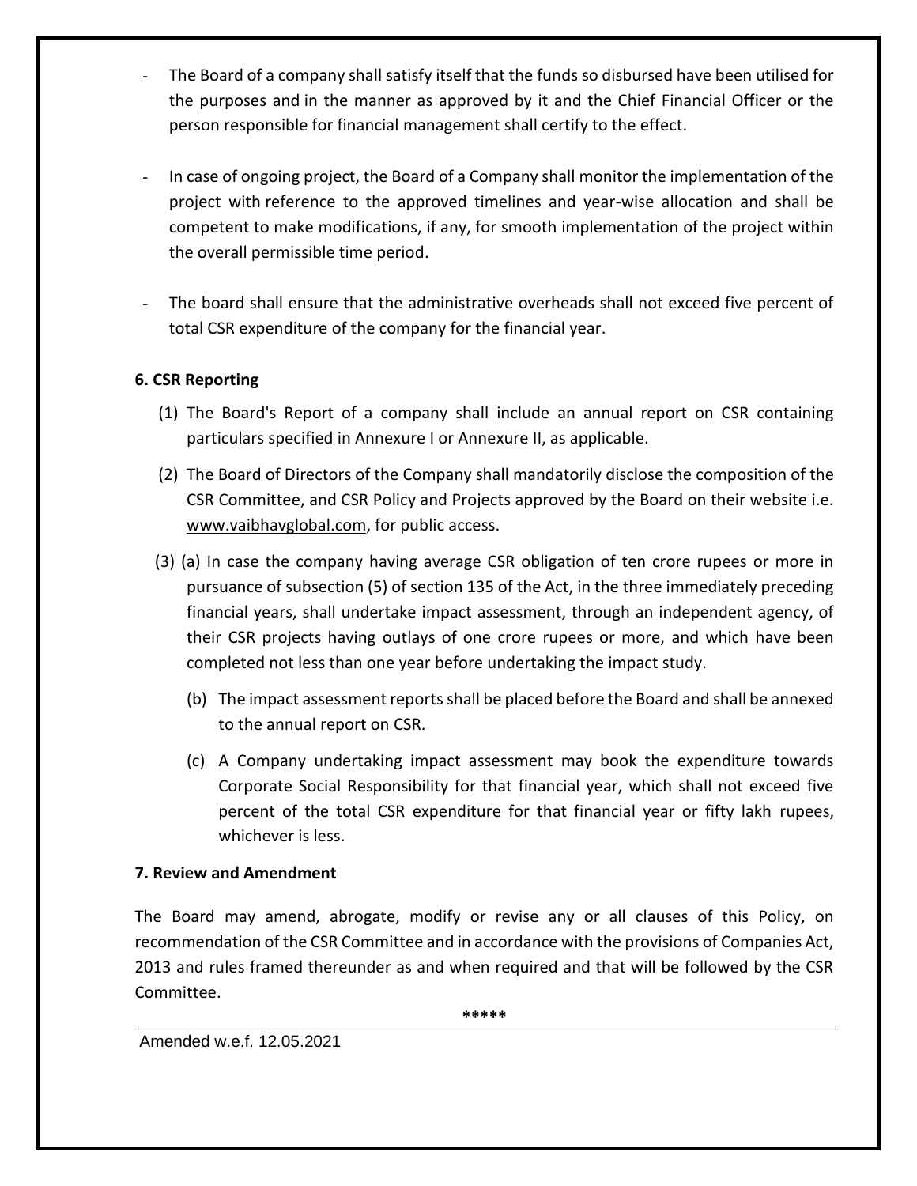- The Board of a company shall satisfy itself that the funds so disbursed have been utilised for the purposes and in the manner as approved by it and the Chief Financial Officer or the person responsible for financial management shall certify to the effect.

- In case of ongoing project, the Board of a Company shall monitor the implementation of the project with reference to the approved timelines and year-wise allocation and shall be competent to make modifications, if any, for smooth implementation of the project within the overall permissible time period.

- The board shall ensure that the administrative overheads shall not exceed five percent of total CSR expenditure of the company for the financial year.

**6. CSR Reporting**

(1) The Board's Report of a company shall include an annual report on CSR containing particulars specified in Annexure I or Annexure II, as applicable.

(2) The Board of Directors of the Company shall mandatorily disclose the composition of the CSR Committee, and CSR Policy and Projects approved by the Board on their website i.e. www.vaibhavglobal.com, for public access.

(3) (a) In case the company having average CSR obligation of ten crore rupees or more in pursuance of subsection (5) of section 135 of the Act, in the three immediately preceding financial years, shall undertake impact assessment, through an independent agency, of their CSR projects having outlays of one crore rupees or more, and which have been completed not less than one year before undertaking the impact study.

(b) The impact assessment reports shall be placed before the Board and shall be annexed to the annual report on CSR.

(c) A Company undertaking impact assessment may book the expenditure towards Corporate Social Responsibility for that financial year, which shall not exceed five percent of the total CSR expenditure for that financial year or fifty lakh rupees, whichever is less.

**7. Review and Amendment**

The Board may amend, abrogate, modify or revise any or all clauses of this Policy, on recommendation of the CSR Committee and in accordance with the provisions of Companies Act, 2013 and rules framed thereunder as and when required and that will be followed by the CSR Committee.

*****

Amended w.e.f. 12.05.2021